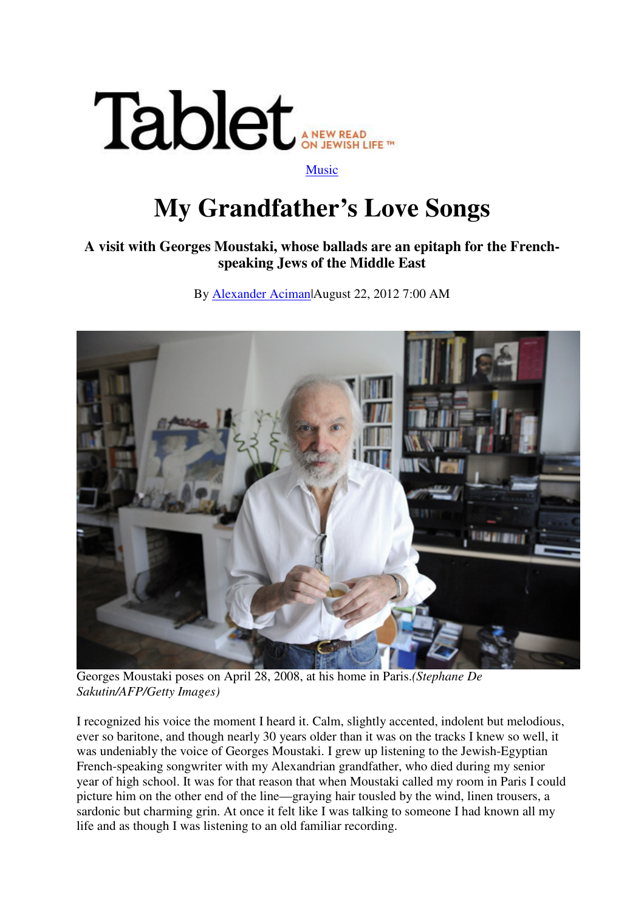Tablet A NEW READ ON JEWISH LIFE™

Music

# My Grandfather's Love Songs

**A visit with Georges Moustaki, whose ballads are an epitaph for the French-speaking Jews of the Middle East**

By Alexander Aciman|August 22, 2012 7:00 AM

Georges Moustaki poses on April 28, 2008, at his home in Paris.*(Stephane De Sakutin/AFP/Getty Images)*

I recognized his voice the moment I heard it. Calm, slightly accented, indolent but melodious, ever so baritone, and though nearly 30 years older than it was on the tracks I knew so well, it was undeniably the voice of Georges Moustaki. I grew up listening to the Jewish-Egyptian French-speaking songwriter with my Alexandrian grandfather, who died during my senior year of high school. It was for that reason that when Moustaki called my room in Paris I could picture him on the other end of the line—graying hair tousled by the wind, linen trousers, a sardonic but charming grin. At once it felt like I was talking to someone I had known all my life and as though I was listening to an old familiar recording.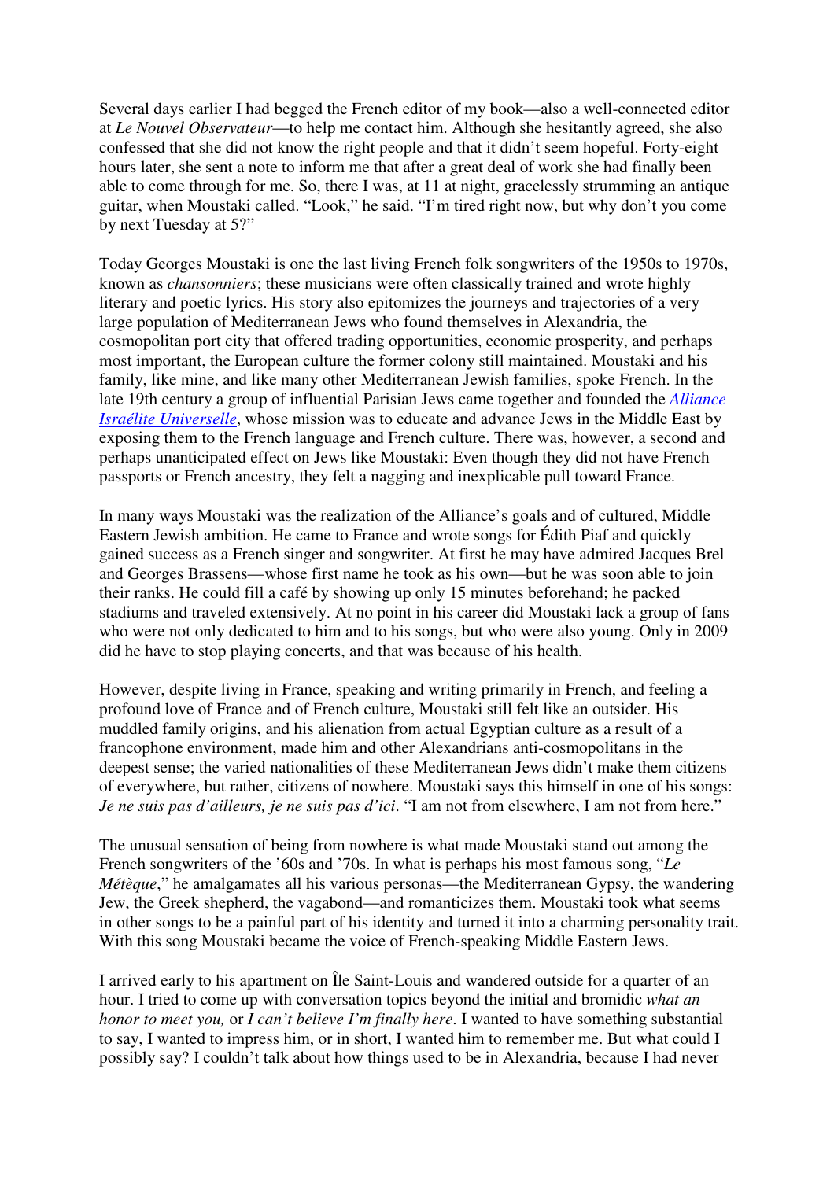Several days earlier I had begged the French editor of my book—also a well-connected editor at *Le Nouvel Observateur*—to help me contact him. Although she hesitantly agreed, she also confessed that she did not know the right people and that it didn't seem hopeful. Forty-eight hours later, she sent a note to inform me that after a great deal of work she had finally been able to come through for me. So, there I was, at 11 at night, gracelessly strumming an antique guitar, when Moustaki called. "Look," he said. "I'm tired right now, but why don't you come by next Tuesday at 5?"

Today Georges Moustaki is one the last living French folk songwriters of the 1950s to 1970s, known as *chansonniers*; these musicians were often classically trained and wrote highly literary and poetic lyrics. His story also epitomizes the journeys and trajectories of a very large population of Mediterranean Jews who found themselves in Alexandria, the cosmopolitan port city that offered trading opportunities, economic prosperity, and perhaps most important, the European culture the former colony still maintained. Moustaki and his family, like mine, and like many other Mediterranean Jewish families, spoke French. In the late 19th century a group of influential Parisian Jews came together and founded the *Alliance Israélite Universelle*, whose mission was to educate and advance Jews in the Middle East by exposing them to the French language and French culture. There was, however, a second and perhaps unanticipated effect on Jews like Moustaki: Even though they did not have French passports or French ancestry, they felt a nagging and inexplicable pull toward France.

In many ways Moustaki was the realization of the Alliance's goals and of cultured, Middle Eastern Jewish ambition. He came to France and wrote songs for Édith Piaf and quickly gained success as a French singer and songwriter. At first he may have admired Jacques Brel and Georges Brassens—whose first name he took as his own—but he was soon able to join their ranks. He could fill a café by showing up only 15 minutes beforehand; he packed stadiums and traveled extensively. At no point in his career did Moustaki lack a group of fans who were not only dedicated to him and to his songs, but who were also young. Only in 2009 did he have to stop playing concerts, and that was because of his health.

However, despite living in France, speaking and writing primarily in French, and feeling a profound love of France and of French culture, Moustaki still felt like an outsider. His muddled family origins, and his alienation from actual Egyptian culture as a result of a francophone environment, made him and other Alexandrians anti-cosmopolitans in the deepest sense; the varied nationalities of these Mediterranean Jews didn't make them citizens of everywhere, but rather, citizens of nowhere. Moustaki says this himself in one of his songs: *Je ne suis pas d'ailleurs, je ne suis pas d'ici*. "I am not from elsewhere, I am not from here."

The unusual sensation of being from nowhere is what made Moustaki stand out among the French songwriters of the '60s and '70s. In what is perhaps his most famous song, "*Le Métèque*," he amalgamates all his various personas—the Mediterranean Gypsy, the wandering Jew, the Greek shepherd, the vagabond—and romanticizes them. Moustaki took what seems in other songs to be a painful part of his identity and turned it into a charming personality trait. With this song Moustaki became the voice of French-speaking Middle Eastern Jews.

I arrived early to his apartment on Île Saint-Louis and wandered outside for a quarter of an hour. I tried to come up with conversation topics beyond the initial and bromidic *what an honor to meet you,* or *I can't believe I'm finally here*. I wanted to have something substantial to say, I wanted to impress him, or in short, I wanted him to remember me. But what could I possibly say? I couldn't talk about how things used to be in Alexandria, because I had never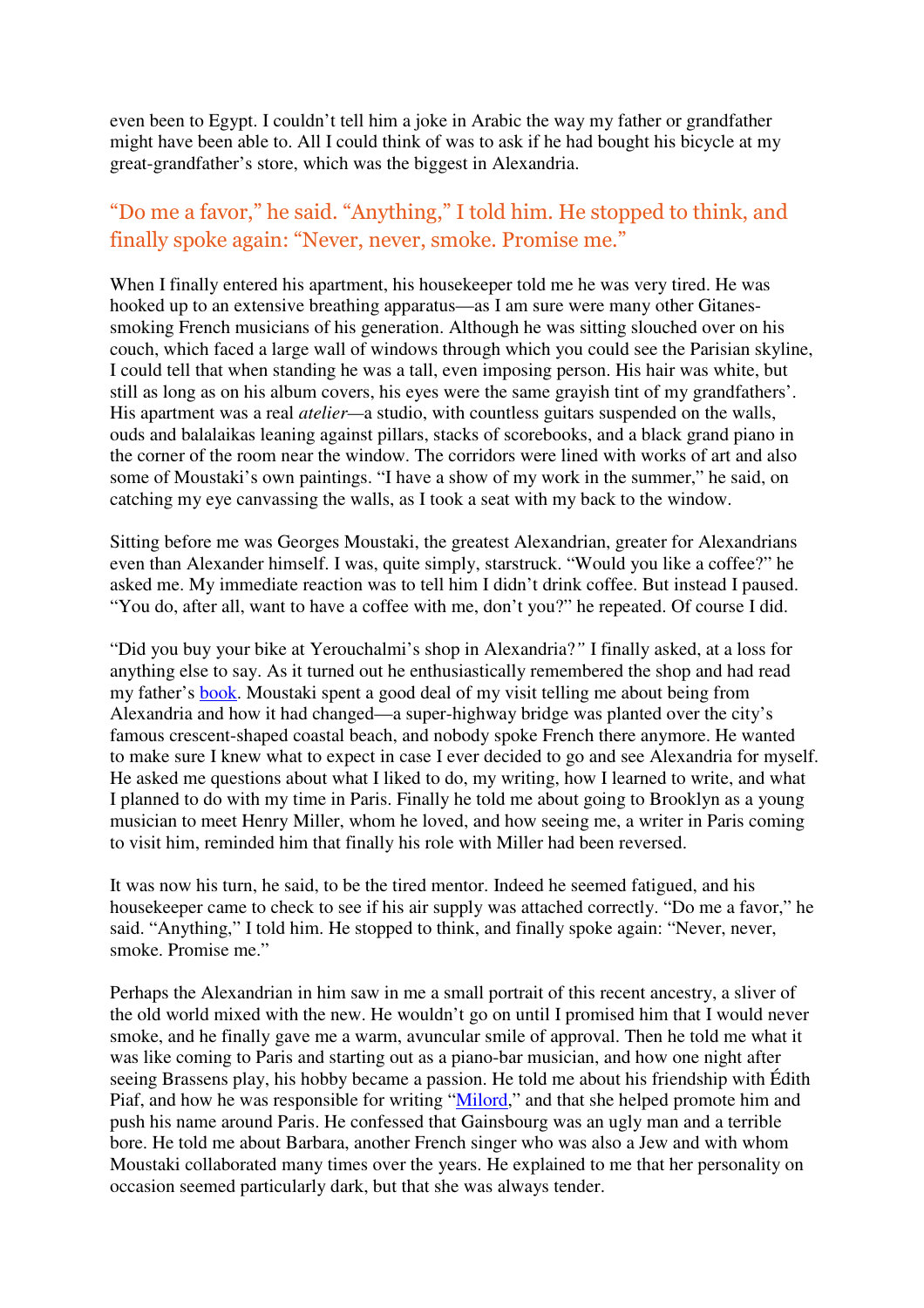even been to Egypt. I couldn't tell him a joke in Arabic the way my father or grandfather might have been able to. All I could think of was to ask if he had bought his bicycle at my great-grandfather's store, which was the biggest in Alexandria.

> "Do me a favor," he said. "Anything," I told him. He stopped to think, and finally spoke again: "Never, never, smoke. Promise me."

When I finally entered his apartment, his housekeeper told me he was very tired. He was hooked up to an extensive breathing apparatus—as I am sure were many other Gitanes-smoking French musicians of his generation. Although he was sitting slouched over on his couch, which faced a large wall of windows through which you could see the Parisian skyline, I could tell that when standing he was a tall, even imposing person. His hair was white, but still as long as on his album covers, his eyes were the same grayish tint of my grandfathers'. His apartment was a real *atelier*—a studio, with countless guitars suspended on the walls, ouds and balalaikas leaning against pillars, stacks of scorebooks, and a black grand piano in the corner of the room near the window. The corridors were lined with works of art and also some of Moustaki's own paintings. "I have a show of my work in the summer," he said, on catching my eye canvassing the walls, as I took a seat with my back to the window.

Sitting before me was Georges Moustaki, the greatest Alexandrian, greater for Alexandrians even than Alexander himself. I was, quite simply, starstruck. "Would you like a coffee?" he asked me. My immediate reaction was to tell him I didn't drink coffee. But instead I paused. "You do, after all, want to have a coffee with me, don't you?" he repeated. Of course I did.

"Did you buy your bike at Yerouchalmi's shop in Alexandria?" I finally asked, at a loss for anything else to say. As it turned out he enthusiastically remembered the shop and had read my father's book. Moustaki spent a good deal of my visit telling me about being from Alexandria and how it had changed—a super-highway bridge was planted over the city's famous crescent-shaped coastal beach, and nobody spoke French there anymore. He wanted to make sure I knew what to expect in case I ever decided to go and see Alexandria for myself. He asked me questions about what I liked to do, my writing, how I learned to write, and what I planned to do with my time in Paris. Finally he told me about going to Brooklyn as a young musician to meet Henry Miller, whom he loved, and how seeing me, a writer in Paris coming to visit him, reminded him that finally his role with Miller had been reversed.

It was now his turn, he said, to be the tired mentor. Indeed he seemed fatigued, and his housekeeper came to check to see if his air supply was attached correctly. "Do me a favor," he said. "Anything," I told him. He stopped to think, and finally spoke again: "Never, never, smoke. Promise me."

Perhaps the Alexandrian in him saw in me a small portrait of this recent ancestry, a sliver of the old world mixed with the new. He wouldn't go on until I promised him that I would never smoke, and he finally gave me a warm, avuncular smile of approval. Then he told me what it was like coming to Paris and starting out as a piano-bar musician, and how one night after seeing Brassens play, his hobby became a passion. He told me about his friendship with Édith Piaf, and how he was responsible for writing "Milord," and that she helped promote him and push his name around Paris. He confessed that Gainsbourg was an ugly man and a terrible bore. He told me about Barbara, another French singer who was also a Jew and with whom Moustaki collaborated many times over the years. He explained to me that her personality on occasion seemed particularly dark, but that she was always tender.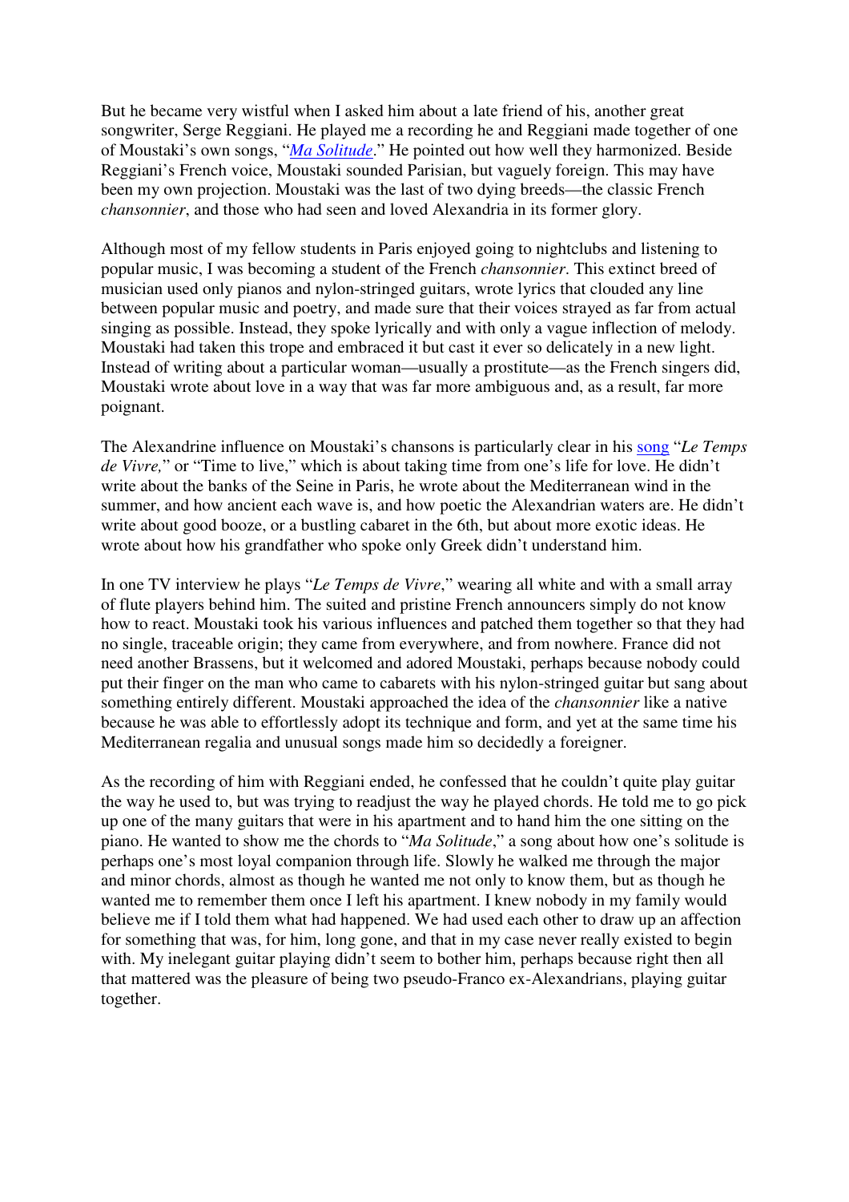But he became very wistful when I asked him about a late friend of his, another great songwriter, Serge Reggiani. He played me a recording he and Reggiani made together of one of Moustaki's own songs, "*Ma Solitude*." He pointed out how well they harmonized. Beside Reggiani's French voice, Moustaki sounded Parisian, but vaguely foreign. This may have been my own projection. Moustaki was the last of two dying breeds—the classic French *chansonnier*, and those who had seen and loved Alexandria in its former glory.

Although most of my fellow students in Paris enjoyed going to nightclubs and listening to popular music, I was becoming a student of the French *chansonnier*. This extinct breed of musician used only pianos and nylon-stringed guitars, wrote lyrics that clouded any line between popular music and poetry, and made sure that their voices strayed as far from actual singing as possible. Instead, they spoke lyrically and with only a vague inflection of melody. Moustaki had taken this trope and embraced it but cast it ever so delicately in a new light. Instead of writing about a particular woman—usually a prostitute—as the French singers did, Moustaki wrote about love in a way that was far more ambiguous and, as a result, far more poignant.

The Alexandrine influence on Moustaki's chansons is particularly clear in his song "*Le Temps de Vivre,*" or "Time to live," which is about taking time from one's life for love. He didn't write about the banks of the Seine in Paris, he wrote about the Mediterranean wind in the summer, and how ancient each wave is, and how poetic the Alexandrian waters are. He didn't write about good booze, or a bustling cabaret in the 6th, but about more exotic ideas. He wrote about how his grandfather who spoke only Greek didn't understand him.

In one TV interview he plays "*Le Temps de Vivre*," wearing all white and with a small array of flute players behind him. The suited and pristine French announcers simply do not know how to react. Moustaki took his various influences and patched them together so that they had no single, traceable origin; they came from everywhere, and from nowhere. France did not need another Brassens, but it welcomed and adored Moustaki, perhaps because nobody could put their finger on the man who came to cabarets with his nylon-stringed guitar but sang about something entirely different. Moustaki approached the idea of the *chansonnier* like a native because he was able to effortlessly adopt its technique and form, and yet at the same time his Mediterranean regalia and unusual songs made him so decidedly a foreigner.

As the recording of him with Reggiani ended, he confessed that he couldn't quite play guitar the way he used to, but was trying to readjust the way he played chords. He told me to go pick up one of the many guitars that were in his apartment and to hand him the one sitting on the piano. He wanted to show me the chords to "*Ma Solitude*," a song about how one's solitude is perhaps one's most loyal companion through life. Slowly he walked me through the major and minor chords, almost as though he wanted me not only to know them, but as though he wanted me to remember them once I left his apartment. I knew nobody in my family would believe me if I told them what had happened. We had used each other to draw up an affection for something that was, for him, long gone, and that in my case never really existed to begin with. My inelegant guitar playing didn't seem to bother him, perhaps because right then all that mattered was the pleasure of being two pseudo-Franco ex-Alexandrians, playing guitar together.